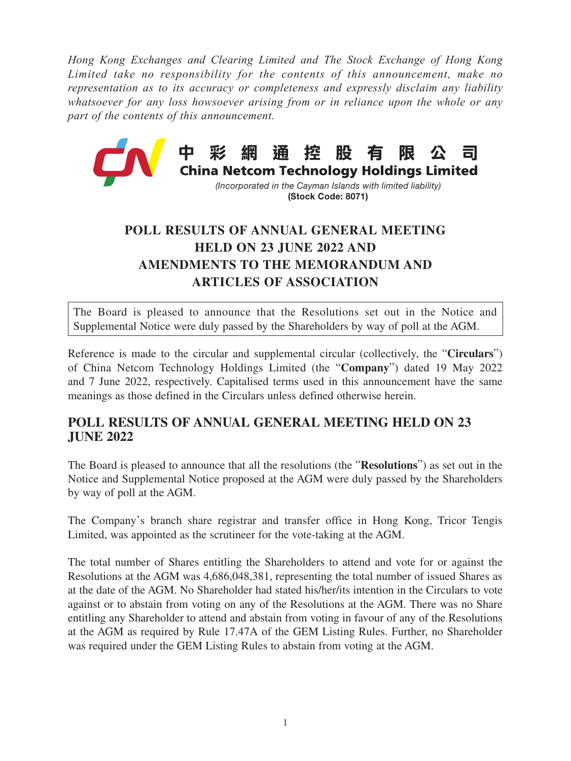*Hong Kong Exchanges and Clearing Limited and The Stock Exchange of Hong Kong Limited take no responsibility for the contents of this announcement, make no representation as to its accuracy or completeness and expressly disclaim any liability whatsoever for any loss howsoever arising from or in reliance upon the whole or any part of the contents of this announcement.*

**中彩網通控股有限公司**
**China Netcom Technology Holdings Limited**
*(Incorporated in the Cayman Islands with limited liability)*
**(Stock Code: 8071)**

# POLL RESULTS OF ANNUAL GENERAL MEETING HELD ON 23 JUNE 2022 AND AMENDMENTS TO THE MEMORANDUM AND ARTICLES OF ASSOCIATION

The Board is pleased to announce that the Resolutions set out in the Notice and Supplemental Notice were duly passed by the Shareholders by way of poll at the AGM.

Reference is made to the circular and supplemental circular (collectively, the "**Circulars**") of China Netcom Technology Holdings Limited (the "**Company**") dated 19 May 2022 and 7 June 2022, respectively. Capitalised terms used in this announcement have the same meanings as those defined in the Circulars unless defined otherwise herein.

## POLL RESULTS OF ANNUAL GENERAL MEETING HELD ON 23 JUNE 2022

The Board is pleased to announce that all the resolutions (the "**Resolutions**") as set out in the Notice and Supplemental Notice proposed at the AGM were duly passed by the Shareholders by way of poll at the AGM.

The Company's branch share registrar and transfer office in Hong Kong, Tricor Tengis Limited, was appointed as the scrutineer for the vote-taking at the AGM.

The total number of Shares entitling the Shareholders to attend and vote for or against the Resolutions at the AGM was 4,686,048,381, representing the total number of issued Shares as at the date of the AGM. No Shareholder had stated his/her/its intention in the Circulars to vote against or to abstain from voting on any of the Resolutions at the AGM. There was no Share entitling any Shareholder to attend and abstain from voting in favour of any of the Resolutions at the AGM as required by Rule 17.47A of the GEM Listing Rules. Further, no Shareholder was required under the GEM Listing Rules to abstain from voting at the AGM.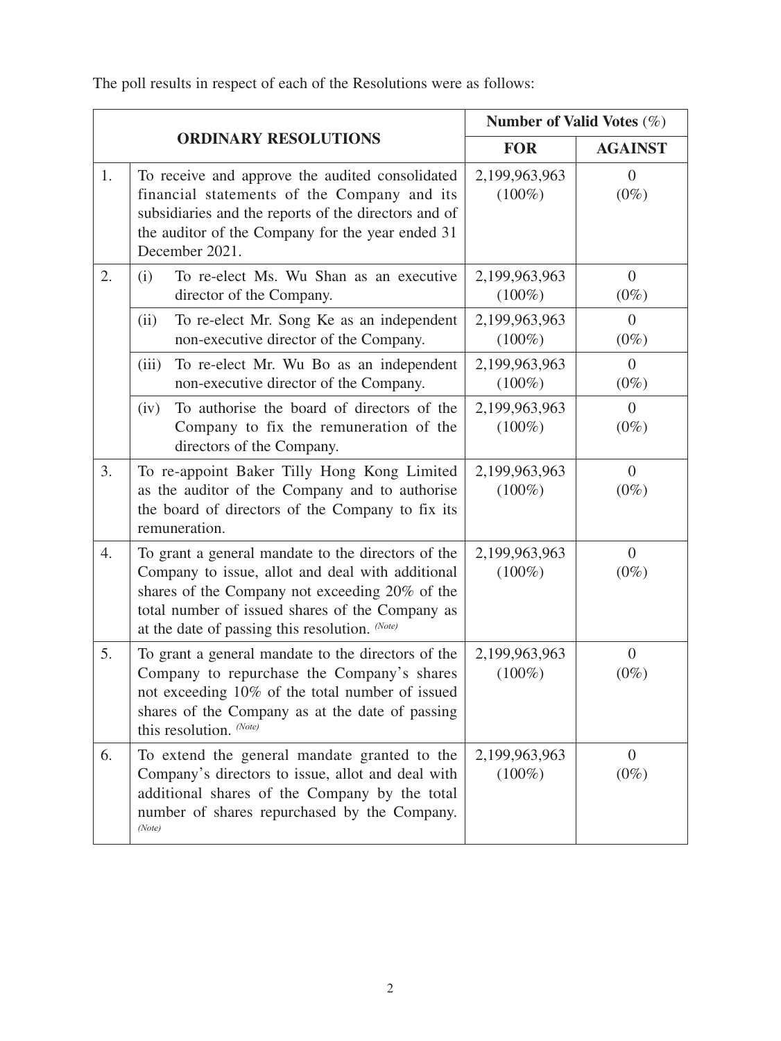The poll results in respect of each of the Resolutions were as follows:

| ORDINARY RESOLUTIONS | | | Number of Valid Votes (%) | |
|---|---|---|---|---|
| | | | **FOR** | **AGAINST** |
| 1. | To receive and approve the audited consolidated financial statements of the Company and its subsidiaries and the reports of the directors and of the auditor of the Company for the year ended 31 December 2021. | | 2,199,963,963 (100%) | 0 (0%) |
| 2. | (i) | To re-elect Ms. Wu Shan as an executive director of the Company. | 2,199,963,963 (100%) | 0 (0%) |
| | (ii) | To re-elect Mr. Song Ke as an independent non-executive director of the Company. | 2,199,963,963 (100%) | 0 (0%) |
| | (iii) | To re-elect Mr. Wu Bo as an independent non-executive director of the Company. | 2,199,963,963 (100%) | 0 (0%) |
| | (iv) | To authorise the board of directors of the Company to fix the remuneration of the directors of the Company. | 2,199,963,963 (100%) | 0 (0%) |
| 3. | To re-appoint Baker Tilly Hong Kong Limited as the auditor of the Company and to authorise the board of directors of the Company to fix its remuneration. | | 2,199,963,963 (100%) | 0 (0%) |
| 4. | To grant a general mandate to the directors of the Company to issue, allot and deal with additional shares of the Company not exceeding 20% of the total number of issued shares of the Company as at the date of passing this resolution. *(Note)* | | 2,199,963,963 (100%) | 0 (0%) |
| 5. | To grant a general mandate to the directors of the Company to repurchase the Company's shares not exceeding 10% of the total number of issued shares of the Company as at the date of passing this resolution. *(Note)* | | 2,199,963,963 (100%) | 0 (0%) |
| 6. | To extend the general mandate granted to the Company's directors to issue, allot and deal with additional shares of the Company by the total number of shares repurchased by the Company. *(Note)* | | 2,199,963,963 (100%) | 0 (0%) |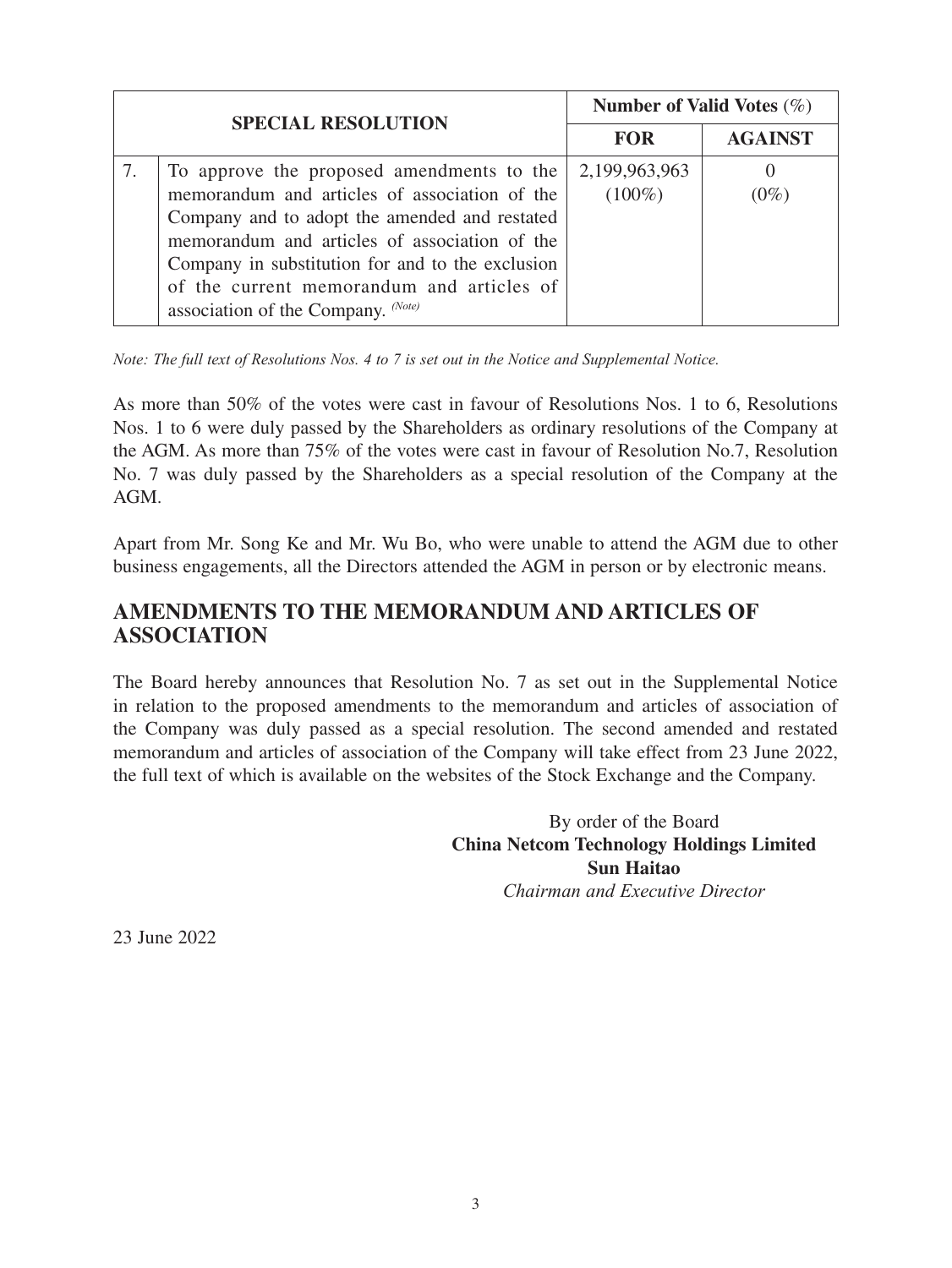| SPECIAL RESOLUTION | | Number of Valid Votes (%) | |
|---|---|---|---|
| | | **FOR** | **AGAINST** |
| 7. | To approve the proposed amendments to the memorandum and articles of association of the Company and to adopt the amended and restated memorandum and articles of association of the Company in substitution for and to the exclusion of the current memorandum and articles of association of the Company. *(Note)* | 2,199,963,963 (100%) | 0 (0%) |

*Note: The full text of Resolutions Nos. 4 to 7 is set out in the Notice and Supplemental Notice.*

As more than 50% of the votes were cast in favour of Resolutions Nos. 1 to 6, Resolutions Nos. 1 to 6 were duly passed by the Shareholders as ordinary resolutions of the Company at the AGM. As more than 75% of the votes were cast in favour of Resolution No.7, Resolution No. 7 was duly passed by the Shareholders as a special resolution of the Company at the AGM.

Apart from Mr. Song Ke and Mr. Wu Bo, who were unable to attend the AGM due to other business engagements, all the Directors attended the AGM in person or by electronic means.

## AMENDMENTS TO THE MEMORANDUM AND ARTICLES OF ASSOCIATION

The Board hereby announces that Resolution No. 7 as set out in the Supplemental Notice in relation to the proposed amendments to the memorandum and articles of association of the Company was duly passed as a special resolution. The second amended and restated memorandum and articles of association of the Company will take effect from 23 June 2022, the full text of which is available on the websites of the Stock Exchange and the Company.

By order of the Board
**China Netcom Technology Holdings Limited**
**Sun Haitao**
*Chairman and Executive Director*

23 June 2022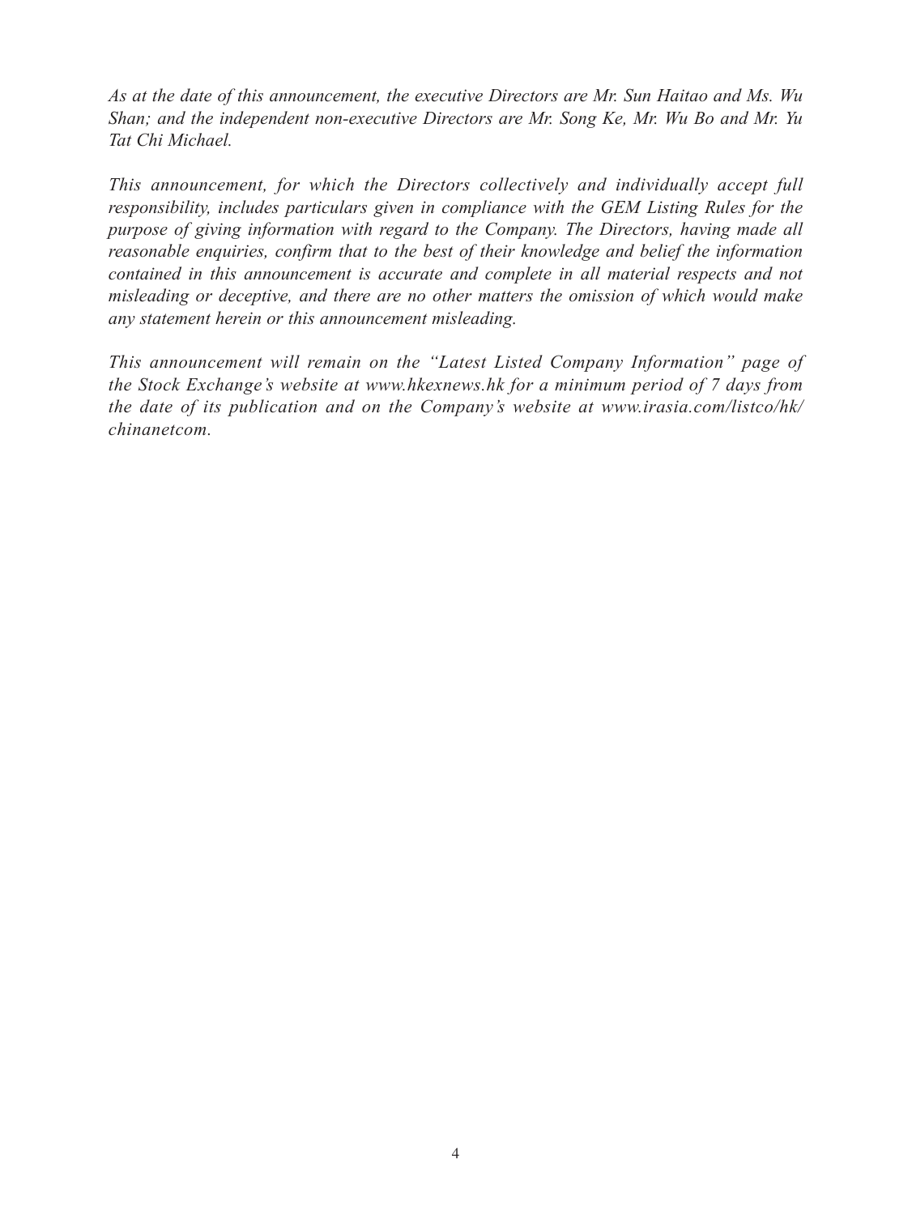*As at the date of this announcement, the executive Directors are Mr. Sun Haitao and Ms. Wu Shan; and the independent non-executive Directors are Mr. Song Ke, Mr. Wu Bo and Mr. Yu Tat Chi Michael.*

*This announcement, for which the Directors collectively and individually accept full responsibility, includes particulars given in compliance with the GEM Listing Rules for the purpose of giving information with regard to the Company. The Directors, having made all reasonable enquiries, confirm that to the best of their knowledge and belief the information contained in this announcement is accurate and complete in all material respects and not misleading or deceptive, and there are no other matters the omission of which would make any statement herein or this announcement misleading.*

*This announcement will remain on the "Latest Listed Company Information" page of the Stock Exchange's website at www.hkexnews.hk for a minimum period of 7 days from the date of its publication and on the Company's website at www.irasia.com/listco/hk/chinanetcom.*